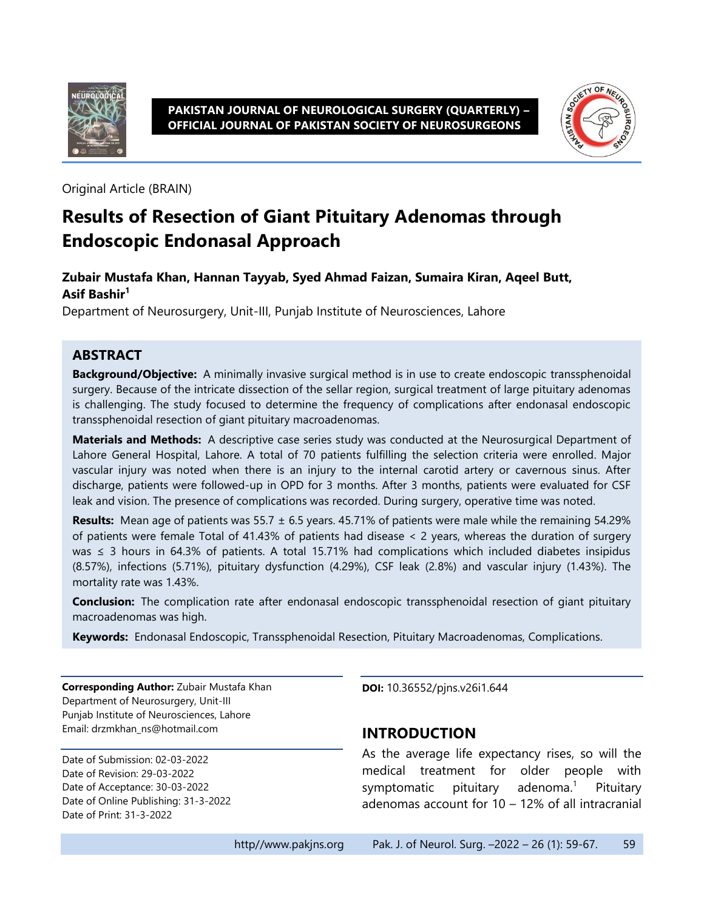Original Article (BRAIN)

# Results of Resection of Giant Pituitary Adenomas through Endoscopic Endonasal Approach

**Zubair Mustafa Khan, Hannan Tayyab, Syed Ahmad Faizan, Sumaira Kiran, Aqeel Butt, Asif Bashir[1]**

Department of Neurosurgery, Unit-III, Punjab Institute of Neurosciences, Lahore

## ABSTRACT

**Background/Objective:** A minimally invasive surgical method is in use to create endoscopic transsphenoidal surgery. Because of the intricate dissection of the sellar region, surgical treatment of large pituitary adenomas is challenging. The study focused to determine the frequency of complications after endonasal endoscopic transsphenoidal resection of giant pituitary macroadenomas.

**Materials and Methods:** A descriptive case series study was conducted at the Neurosurgical Department of Lahore General Hospital, Lahore. A total of 70 patients fulfilling the selection criteria were enrolled. Major vascular injury was noted when there is an injury to the internal carotid artery or cavernous sinus. After discharge, patients were followed-up in OPD for 3 months. After 3 months, patients were evaluated for CSF leak and vision. The presence of complications was recorded. During surgery, operative time was noted.

**Results:** Mean age of patients was 55.7 ± 6.5 years. 45.71% of patients were male while the remaining 54.29% of patients were female Total of 41.43% of patients had disease < 2 years, whereas the duration of surgery was ≤ 3 hours in 64.3% of patients. A total 15.71% had complications which included diabetes insipidus (8.57%), infections (5.71%), pituitary dysfunction (4.29%), CSF leak (2.8%) and vascular injury (1.43%). The mortality rate was 1.43%.

**Conclusion:** The complication rate after endonasal endoscopic transsphenoidal resection of giant pituitary macroadenomas was high.

**Keywords:** Endonasal Endoscopic, Transsphenoidal Resection, Pituitary Macroadenomas, Complications.

**Corresponding Author:** Zubair Mustafa Khan
Department of Neurosurgery, Unit-III
Punjab Institute of Neurosciences, Lahore
Email: drzmkhan_ns@hotmail.com

Date of Submission: 02-03-2022
Date of Revision: 29-03-2022
Date of Acceptance: 30-03-2022
Date of Online Publishing: 31-3-2022
Date of Print: 31-3-2022

**DOI:** 10.36552/pjns.v26i1.644

## INTRODUCTION

As the average life expectancy rises, so will the medical treatment for older people with symptomatic pituitary adenoma.[1] Pituitary adenomas account for 10 – 12% of all intracranial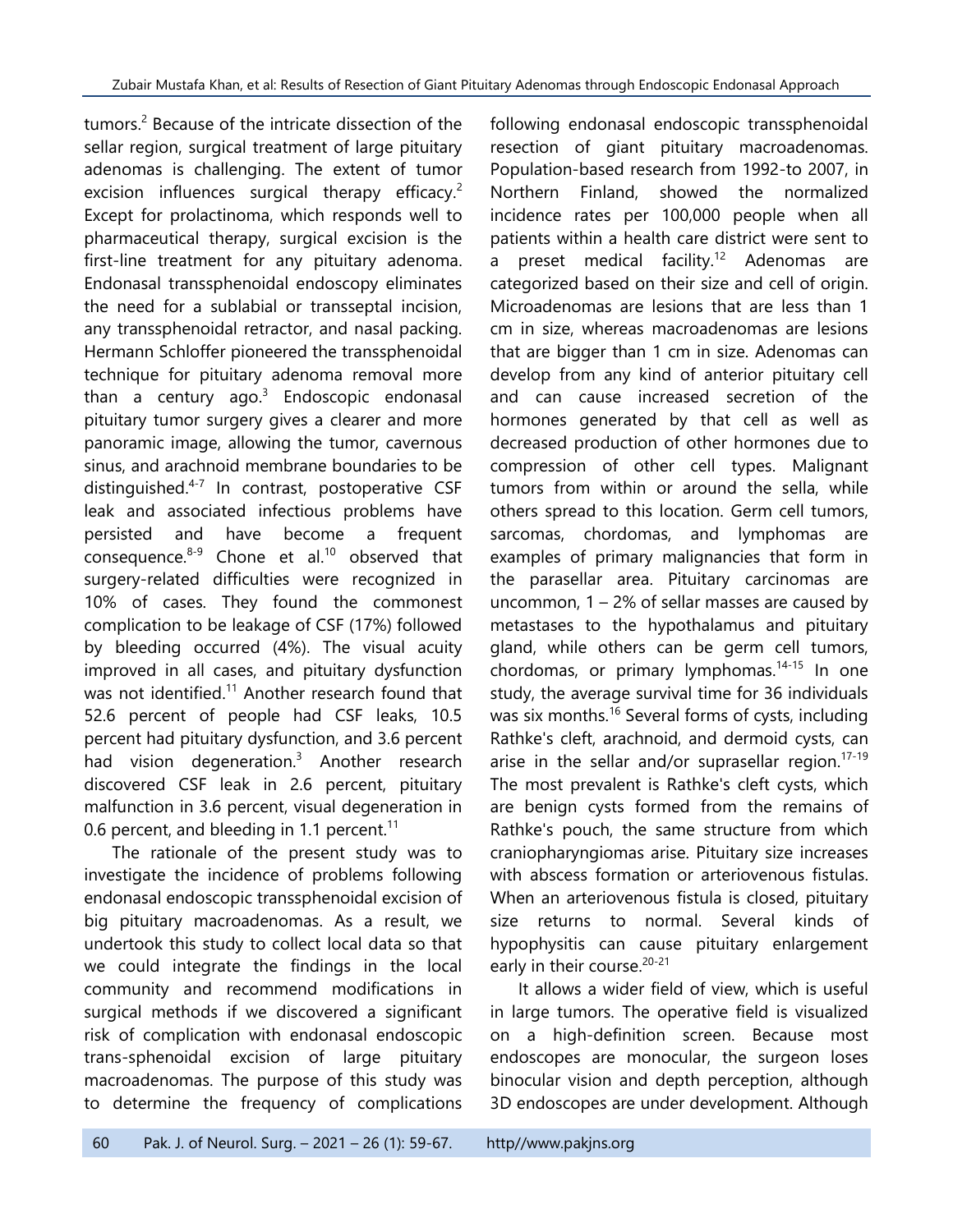tumors.[2] Because of the intricate dissection of the sellar region, surgical treatment of large pituitary adenomas is challenging. The extent of tumor excision influences surgical therapy efficacy.[2] Except for prolactinoma, which responds well to pharmaceutical therapy, surgical excision is the first-line treatment for any pituitary adenoma. Endonasal transsphenoidal endoscopy eliminates the need for a sublabial or transseptal incision, any transsphenoidal retractor, and nasal packing. Hermann Schloffer pioneered the transsphenoidal technique for pituitary adenoma removal more than a century ago.[3] Endoscopic endonasal pituitary tumor surgery gives a clearer and more panoramic image, allowing the tumor, cavernous sinus, and arachnoid membrane boundaries to be distinguished.[4-7] In contrast, postoperative CSF leak and associated infectious problems have persisted and have become a frequent consequence.[8-9] Chone et al.[10] observed that surgery-related difficulties were recognized in 10% of cases. They found the commonest complication to be leakage of CSF (17%) followed by bleeding occurred (4%). The visual acuity improved in all cases, and pituitary dysfunction was not identified.[11] Another research found that 52.6 percent of people had CSF leaks, 10.5 percent had pituitary dysfunction, and 3.6 percent had vision degeneration.[3] Another research discovered CSF leak in 2.6 percent, pituitary malfunction in 3.6 percent, visual degeneration in 0.6 percent, and bleeding in 1.1 percent.[11]

The rationale of the present study was to investigate the incidence of problems following endonasal endoscopic transsphenoidal excision of big pituitary macroadenomas. As a result, we undertook this study to collect local data so that we could integrate the findings in the local community and recommend modifications in surgical methods if we discovered a significant risk of complication with endonasal endoscopic trans-sphenoidal excision of large pituitary macroadenomas. The purpose of this study was to determine the frequency of complications following endonasal endoscopic transsphenoidal resection of giant pituitary macroadenomas. Population-based research from 1992-to 2007, in Northern Finland, showed the normalized incidence rates per 100,000 people when all patients within a health care district were sent to a preset medical facility.[12] Adenomas are categorized based on their size and cell of origin. Microadenomas are lesions that are less than 1 cm in size, whereas macroadenomas are lesions that are bigger than 1 cm in size. Adenomas can develop from any kind of anterior pituitary cell and can cause increased secretion of the hormones generated by that cell as well as decreased production of other hormones due to compression of other cell types. Malignant tumors from within or around the sella, while others spread to this location. Germ cell tumors, sarcomas, chordomas, and lymphomas are examples of primary malignancies that form in the parasellar area. Pituitary carcinomas are uncommon, 1 – 2% of sellar masses are caused by metastases to the hypothalamus and pituitary gland, while others can be germ cell tumors, chordomas, or primary lymphomas.[14-15] In one study, the average survival time for 36 individuals was six months.[16] Several forms of cysts, including Rathke's cleft, arachnoid, and dermoid cysts, can arise in the sellar and/or suprasellar region.[17-19] The most prevalent is Rathke's cleft cysts, which are benign cysts formed from the remains of Rathke's pouch, the same structure from which craniopharyngiomas arise. Pituitary size increases with abscess formation or arteriovenous fistulas. When an arteriovenous fistula is closed, pituitary size returns to normal. Several kinds of hypophysitis can cause pituitary enlargement early in their course.[20-21]

It allows a wider field of view, which is useful in large tumors. The operative field is visualized on a high-definition screen. Because most endoscopes are monocular, the surgeon loses binocular vision and depth perception, although 3D endoscopes are under development. Although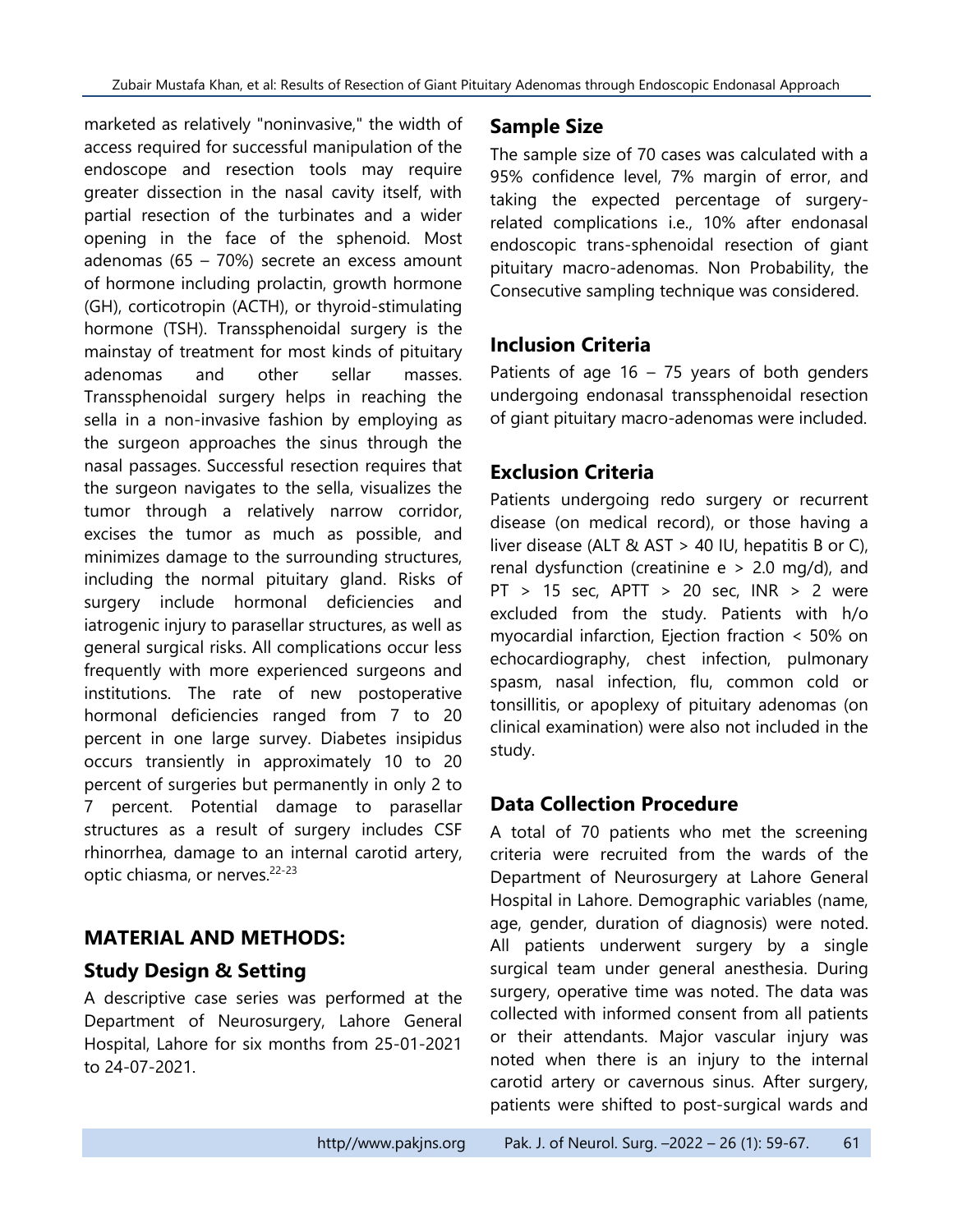marketed as relatively "noninvasive," the width of access required for successful manipulation of the endoscope and resection tools may require greater dissection in the nasal cavity itself, with partial resection of the turbinates and a wider opening in the face of the sphenoid. Most adenomas (65 – 70%) secrete an excess amount of hormone including prolactin, growth hormone (GH), corticotropin (ACTH), or thyroid-stimulating hormone (TSH). Transsphenoidal surgery is the mainstay of treatment for most kinds of pituitary adenomas and other sellar masses. Transsphenoidal surgery helps in reaching the sella in a non-invasive fashion by employing as the surgeon approaches the sinus through the nasal passages. Successful resection requires that the surgeon navigates to the sella, visualizes the tumor through a relatively narrow corridor, excises the tumor as much as possible, and minimizes damage to the surrounding structures, including the normal pituitary gland. Risks of surgery include hormonal deficiencies and iatrogenic injury to parasellar structures, as well as general surgical risks. All complications occur less frequently with more experienced surgeons and institutions. The rate of new postoperative hormonal deficiencies ranged from 7 to 20 percent in one large survey. Diabetes insipidus occurs transiently in approximately 10 to 20 percent of surgeries but permanently in only 2 to 7 percent. Potential damage to parasellar structures as a result of surgery includes CSF rhinorrhea, damage to an internal carotid artery, optic chiasma, or nerves.[22-23]

## MATERIAL AND METHODS:

### Study Design & Setting

A descriptive case series was performed at the Department of Neurosurgery, Lahore General Hospital, Lahore for six months from 25-01-2021 to 24-07-2021.

### Sample Size

The sample size of 70 cases was calculated with a 95% confidence level, 7% margin of error, and taking the expected percentage of surgery-related complications i.e., 10% after endonasal endoscopic trans-sphenoidal resection of giant pituitary macro-adenomas. Non Probability, the Consecutive sampling technique was considered.

### Inclusion Criteria

Patients of age 16 – 75 years of both genders undergoing endonasal transsphenoidal resection of giant pituitary macro-adenomas were included.

### Exclusion Criteria

Patients undergoing redo surgery or recurrent disease (on medical record), or those having a liver disease (ALT & AST > 40 IU, hepatitis B or C), renal dysfunction (creatinine e > 2.0 mg/d), and PT > 15 sec, APTT > 20 sec, INR > 2 were excluded from the study. Patients with h/o myocardial infarction, Ejection fraction < 50% on echocardiography, chest infection, pulmonary spasm, nasal infection, flu, common cold or tonsillitis, or apoplexy of pituitary adenomas (on clinical examination) were also not included in the study.

### Data Collection Procedure

A total of 70 patients who met the screening criteria were recruited from the wards of the Department of Neurosurgery at Lahore General Hospital in Lahore. Demographic variables (name, age, gender, duration of diagnosis) were noted. All patients underwent surgery by a single surgical team under general anesthesia. During surgery, operative time was noted. The data was collected with informed consent from all patients or their attendants. Major vascular injury was noted when there is an injury to the internal carotid artery or cavernous sinus. After surgery, patients were shifted to post-surgical wards and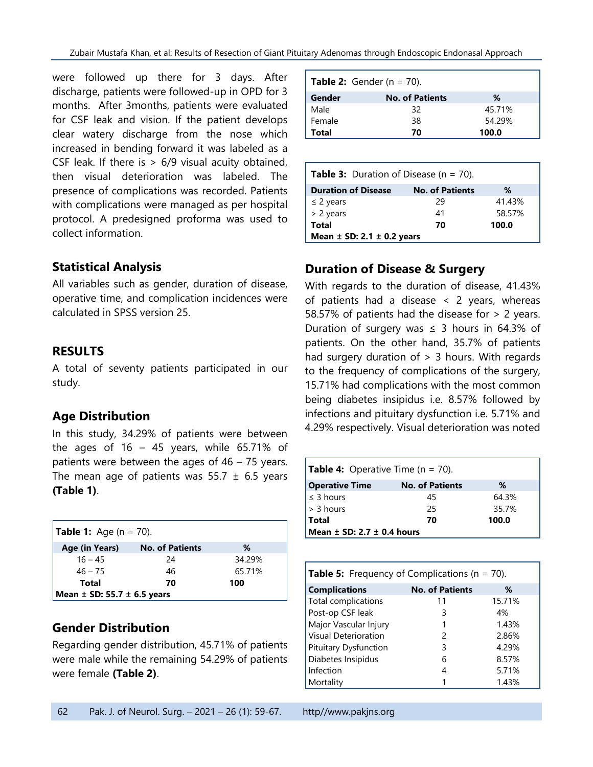were followed up there for 3 days. After discharge, patients were followed-up in OPD for 3 months. After 3months, patients were evaluated for CSF leak and vision. If the patient develops clear watery discharge from the nose which increased in bending forward it was labeled as a CSF leak. If there is > 6/9 visual acuity obtained, then visual deterioration was labeled. The presence of complications was recorded. Patients with complications were managed as per hospital protocol. A predesigned proforma was used to collect information.

## Statistical Analysis

All variables such as gender, duration of disease, operative time, and complication incidences were calculated in SPSS version 25.

## RESULTS

A total of seventy patients participated in our study.

### Age Distribution

In this study, 34.29% of patients were between the ages of 16 – 45 years, while 65.71% of patients were between the ages of 46 – 75 years. The mean age of patients was 55.7 ± 6.5 years **(Table 1)**.

**Table 1:** Age (n = 70).

| Age (in Years) | No. of Patients | % |
|---|---|---|
| 16 – 45 | 24 | 34.29% |
| 46 – 75 | 46 | 65.71% |
| **Total** | **70** | **100** |
| **Mean ± SD: 55.7 ± 6.5 years** | | |

### Gender Distribution

Regarding gender distribution, 45.71% of patients were male while the remaining 54.29% of patients were female **(Table 2)**.

**Table 2:** Gender (n = 70).

| Gender | No. of Patients | % |
|---|---|---|
| Male | 32 | 45.71% |
| Female | 38 | 54.29% |
| **Total** | **70** | **100.0** |

**Table 3:** Duration of Disease (n = 70).

| Duration of Disease | No. of Patients | % |
|---|---|---|
| ≤ 2 years | 29 | 41.43% |
| > 2 years | 41 | 58.57% |
| **Total** | **70** | **100.0** |
| **Mean ± SD: 2.1 ± 0.2 years** | | |

### Duration of Disease & Surgery

With regards to the duration of disease, 41.43% of patients had a disease < 2 years, whereas 58.57% of patients had the disease for > 2 years. Duration of surgery was ≤ 3 hours in 64.3% of patients. On the other hand, 35.7% of patients had surgery duration of > 3 hours. With regards to the frequency of complications of the surgery, 15.71% had complications with the most common being diabetes insipidus i.e. 8.57% followed by infections and pituitary dysfunction i.e. 5.71% and 4.29% respectively. Visual deterioration was noted

**Table 4:** Operative Time (n = 70).

| Operative Time | No. of Patients | % |
|---|---|---|
| ≤ 3 hours | 45 | 64.3% |
| > 3 hours | 25 | 35.7% |
| **Total** | **70** | **100.0** |
| **Mean ± SD: 2.7 ± 0.4 hours** | | |

**Table 5:** Frequency of Complications (n = 70).

| Complications | No. of Patients | % |
|---|---|---|
| Total complications | 11 | 15.71% |
| Post-op CSF leak | 3 | 4% |
| Major Vascular Injury | 1 | 1.43% |
| Visual Deterioration | 2 | 2.86% |
| Pituitary Dysfunction | 3 | 4.29% |
| Diabetes Insipidus | 6 | 8.57% |
| Infection | 4 | 5.71% |
| Mortality | 1 | 1.43% |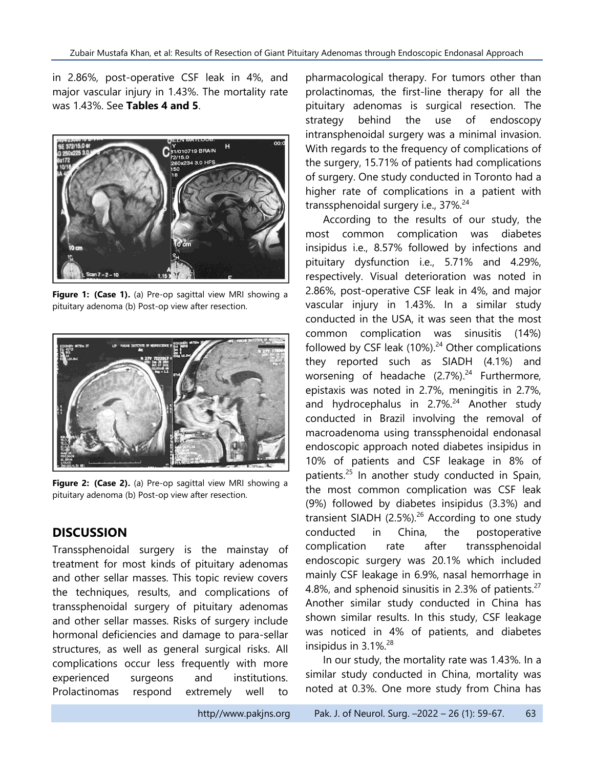in 2.86%, post-operative CSF leak in 4%, and major vascular injury in 1.43%. The mortality rate was 1.43%. See **Tables 4 and 5**.

**Figure 1: (Case 1).** (a) Pre-op sagittal view MRI showing a pituitary adenoma (b) Post-op view after resection.

**Figure 2: (Case 2).** (a) Pre-op sagittal view MRI showing a pituitary adenoma (b) Post-op view after resection.

## DISCUSSION

Transsphenoidal surgery is the mainstay of treatment for most kinds of pituitary adenomas and other sellar masses. This topic review covers the techniques, results, and complications of transsphenoidal surgery of pituitary adenomas and other sellar masses. Risks of surgery include hormonal deficiencies and damage to para-sellar structures, as well as general surgical risks. All complications occur less frequently with more experienced surgeons and institutions. Prolactinomas respond extremely well to pharmacological therapy. For tumors other than prolactinomas, the first-line therapy for all the pituitary adenomas is surgical resection. The strategy behind the use of endoscopy intransphenoidal surgery was a minimal invasion. With regards to the frequency of complications of the surgery, 15.71% of patients had complications of surgery. One study conducted in Toronto had a higher rate of complications in a patient with transsphenoidal surgery i.e., 37%.[24]

According to the results of our study, the most common complication was diabetes insipidus i.e., 8.57% followed by infections and pituitary dysfunction i.e., 5.71% and 4.29%, respectively. Visual deterioration was noted in 2.86%, post-operative CSF leak in 4%, and major vascular injury in 1.43%. In a similar study conducted in the USA, it was seen that the most common complication was sinusitis (14%) followed by CSF leak (10%).[24] Other complications they reported such as SIADH (4.1%) and worsening of headache (2.7%).[24] Furthermore, epistaxis was noted in 2.7%, meningitis in 2.7%, and hydrocephalus in 2.7%.[24] Another study conducted in Brazil involving the removal of macroadenoma using transsphenoidal endonasal endoscopic approach noted diabetes insipidus in 10% of patients and CSF leakage in 8% of patients.[25] In another study conducted in Spain, the most common complication was CSF leak (9%) followed by diabetes insipidus (3.3%) and transient SIADH (2.5%).[26] According to one study conducted in China, the postoperative complication rate after transsphenoidal endoscopic surgery was 20.1% which included mainly CSF leakage in 6.9%, nasal hemorrhage in 4.8%, and sphenoid sinusitis in 2.3% of patients.[27] Another similar study conducted in China has shown similar results. In this study, CSF leakage was noticed in 4% of patients, and diabetes insipidus in 3.1%.[28]

In our study, the mortality rate was 1.43%. In a similar study conducted in China, mortality was noted at 0.3%. One more study from China has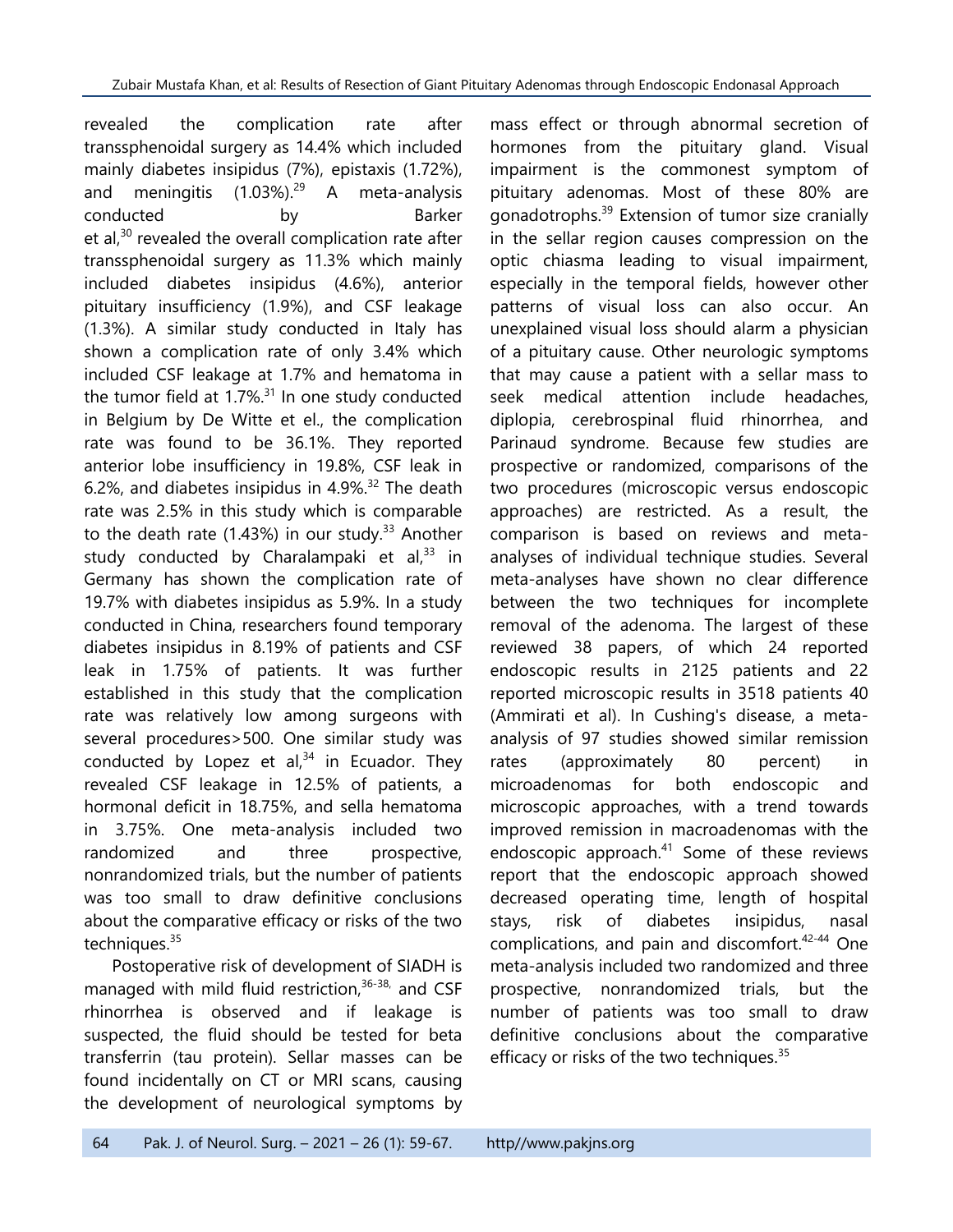revealed the complication rate after transsphenoidal surgery as 14.4% which included mainly diabetes insipidus (7%), epistaxis (1.72%), and meningitis (1.03%).[29] A meta-analysis conducted by Barker et al,[30] revealed the overall complication rate after transsphenoidal surgery as 11.3% which mainly included diabetes insipidus (4.6%), anterior pituitary insufficiency (1.9%), and CSF leakage (1.3%). A similar study conducted in Italy has shown a complication rate of only 3.4% which included CSF leakage at 1.7% and hematoma in the tumor field at 1.7%.[31] In one study conducted in Belgium by De Witte et el., the complication rate was found to be 36.1%. They reported anterior lobe insufficiency in 19.8%, CSF leak in 6.2%, and diabetes insipidus in 4.9%.[32] The death rate was 2.5% in this study which is comparable to the death rate (1.43%) in our study.[33] Another study conducted by Charalampaki et al,[33] in Germany has shown the complication rate of 19.7% with diabetes insipidus as 5.9%. In a study conducted in China, researchers found temporary diabetes insipidus in 8.19% of patients and CSF leak in 1.75% of patients. It was further established in this study that the complication rate was relatively low among surgeons with several procedures>500. One similar study was conducted by Lopez et al,[34] in Ecuador. They revealed CSF leakage in 12.5% of patients, a hormonal deficit in 18.75%, and sella hematoma in 3.75%. One meta-analysis included two randomized and three prospective, nonrandomized trials, but the number of patients was too small to draw definitive conclusions about the comparative efficacy or risks of the two techniques.[35]

Postoperative risk of development of SIADH is managed with mild fluid restriction,[36-38,] and CSF rhinorrhea is observed and if leakage is suspected, the fluid should be tested for beta transferrin (tau protein). Sellar masses can be found incidentally on CT or MRI scans, causing the development of neurological symptoms by mass effect or through abnormal secretion of hormones from the pituitary gland. Visual impairment is the commonest symptom of pituitary adenomas. Most of these 80% are gonadotrophs.[39] Extension of tumor size cranially in the sellar region causes compression on the optic chiasma leading to visual impairment, especially in the temporal fields, however other patterns of visual loss can also occur. An unexplained visual loss should alarm a physician of a pituitary cause. Other neurologic symptoms that may cause a patient with a sellar mass to seek medical attention include headaches, diplopia, cerebrospinal fluid rhinorrhea, and Parinaud syndrome. Because few studies are prospective or randomized, comparisons of the two procedures (microscopic versus endoscopic approaches) are restricted. As a result, the comparison is based on reviews and meta-analyses of individual technique studies. Several meta-analyses have shown no clear difference between the two techniques for incomplete removal of the adenoma. The largest of these reviewed 38 papers, of which 24 reported endoscopic results in 2125 patients and 22 reported microscopic results in 3518 patients 40 (Ammirati et al). In Cushing's disease, a meta-analysis of 97 studies showed similar remission rates (approximately 80 percent) in microadenomas for both endoscopic and microscopic approaches, with a trend towards improved remission in macroadenomas with the endoscopic approach.[41] Some of these reviews report that the endoscopic approach showed decreased operating time, length of hospital stays, risk of diabetes insipidus, nasal complications, and pain and discomfort.[42-44] One meta-analysis included two randomized and three prospective, nonrandomized trials, but the number of patients was too small to draw definitive conclusions about the comparative efficacy or risks of the two techniques.[35]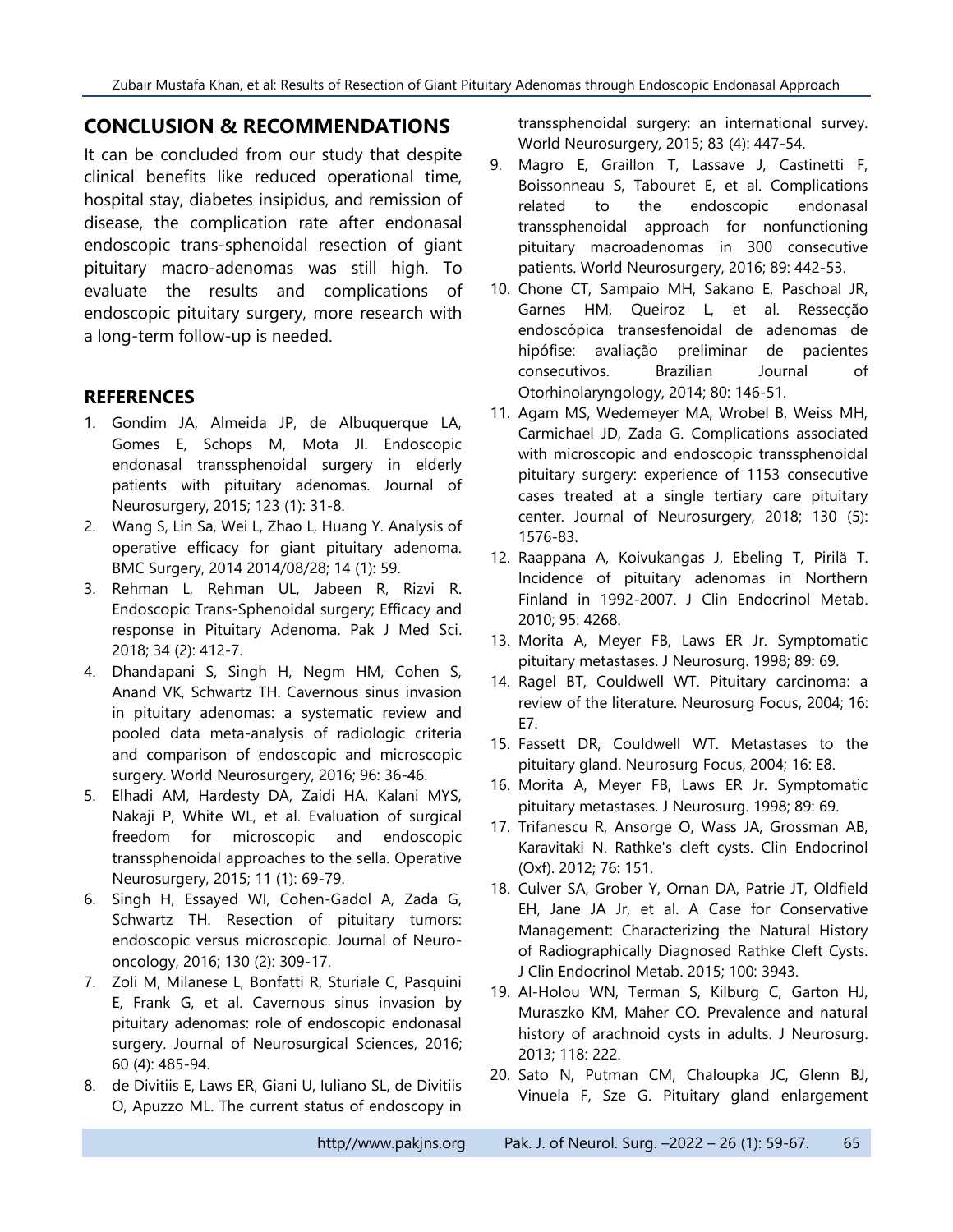## CONCLUSION & RECOMMENDATIONS

It can be concluded from our study that despite clinical benefits like reduced operational time, hospital stay, diabetes insipidus, and remission of disease, the complication rate after endonasal endoscopic trans-sphenoidal resection of giant pituitary macro-adenomas was still high. To evaluate the results and complications of endoscopic pituitary surgery, more research with a long-term follow-up is needed.

## REFERENCES

1. Gondim JA, Almeida JP, de Albuquerque LA, Gomes E, Schops M, Mota JI. Endoscopic endonasal transsphenoidal surgery in elderly patients with pituitary adenomas. Journal of Neurosurgery, 2015; 123 (1): 31-8.
2. Wang S, Lin Sa, Wei L, Zhao L, Huang Y. Analysis of operative efficacy for giant pituitary adenoma. BMC Surgery, 2014 2014/08/28; 14 (1): 59.
3. Rehman L, Rehman UL, Jabeen R, Rizvi R. Endoscopic Trans-Sphenoidal surgery; Efficacy and response in Pituitary Adenoma. Pak J Med Sci. 2018; 34 (2): 412-7.
4. Dhandapani S, Singh H, Negm HM, Cohen S, Anand VK, Schwartz TH. Cavernous sinus invasion in pituitary adenomas: a systematic review and pooled data meta-analysis of radiologic criteria and comparison of endoscopic and microscopic surgery. World Neurosurgery, 2016; 96: 36-46.
5. Elhadi AM, Hardesty DA, Zaidi HA, Kalani MYS, Nakaji P, White WL, et al. Evaluation of surgical freedom for microscopic and endoscopic transsphenoidal approaches to the sella. Operative Neurosurgery, 2015; 11 (1): 69-79.
6. Singh H, Essayed WI, Cohen-Gadol A, Zada G, Schwartz TH. Resection of pituitary tumors: endoscopic versus microscopic. Journal of Neuro-oncology, 2016; 130 (2): 309-17.
7. Zoli M, Milanese L, Bonfatti R, Sturiale C, Pasquini E, Frank G, et al. Cavernous sinus invasion by pituitary adenomas: role of endoscopic endonasal surgery. Journal of Neurosurgical Sciences, 2016; 60 (4): 485-94.
8. de Divitiis E, Laws ER, Giani U, Iuliano SL, de Divitiis O, Apuzzo ML. The current status of endoscopy in transsphenoidal surgery: an international survey. World Neurosurgery, 2015; 83 (4): 447-54.
9. Magro E, Graillon T, Lassave J, Castinetti F, Boissonneau S, Tabouret E, et al. Complications related to the endoscopic endonasal transsphenoidal approach for nonfunctioning pituitary macroadenomas in 300 consecutive patients. World Neurosurgery, 2016; 89: 442-53.
10. Chone CT, Sampaio MH, Sakano E, Paschoal JR, Garnes HM, Queiroz L, et al. Ressecção endoscópica transesfenoidal de adenomas de hipófise: avaliação preliminar de pacientes consecutivos. Brazilian Journal of Otorhinolaryngology, 2014; 80: 146-51.
11. Agam MS, Wedemeyer MA, Wrobel B, Weiss MH, Carmichael JD, Zada G. Complications associated with microscopic and endoscopic transsphenoidal pituitary surgery: experience of 1153 consecutive cases treated at a single tertiary care pituitary center. Journal of Neurosurgery, 2018; 130 (5): 1576-83.
12. Raappana A, Koivukangas J, Ebeling T, Pirilä T. Incidence of pituitary adenomas in Northern Finland in 1992-2007. J Clin Endocrinol Metab. 2010; 95: 4268.
13. Morita A, Meyer FB, Laws ER Jr. Symptomatic pituitary metastases. J Neurosurg. 1998; 89: 69.
14. Ragel BT, Couldwell WT. Pituitary carcinoma: a review of the literature. Neurosurg Focus, 2004; 16: E7.
15. Fassett DR, Couldwell WT. Metastases to the pituitary gland. Neurosurg Focus, 2004; 16: E8.
16. Morita A, Meyer FB, Laws ER Jr. Symptomatic pituitary metastases. J Neurosurg. 1998; 89: 69.
17. Trifanescu R, Ansorge O, Wass JA, Grossman AB, Karavitaki N. Rathke's cleft cysts. Clin Endocrinol (Oxf). 2012; 76: 151.
18. Culver SA, Grober Y, Ornan DA, Patrie JT, Oldfield EH, Jane JA Jr, et al. A Case for Conservative Management: Characterizing the Natural History of Radiographically Diagnosed Rathke Cleft Cysts. J Clin Endocrinol Metab. 2015; 100: 3943.
19. Al-Holou WN, Terman S, Kilburg C, Garton HJ, Muraszko KM, Maher CO. Prevalence and natural history of arachnoid cysts in adults. J Neurosurg. 2013; 118: 222.
20. Sato N, Putman CM, Chaloupka JC, Glenn BJ, Vinuela F, Sze G. Pituitary gland enlargement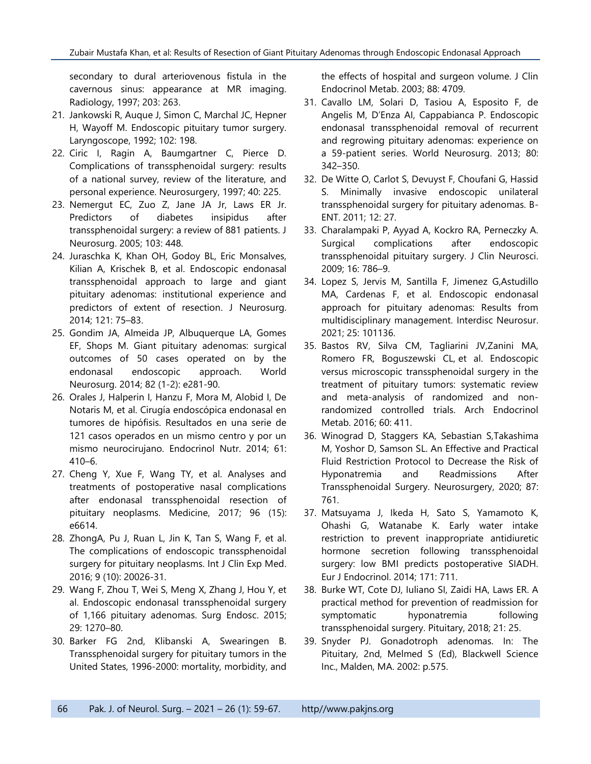secondary to dural arteriovenous fistula in the cavernous sinus: appearance at MR imaging. Radiology, 1997; 203: 263.

21. Jankowski R, Auque J, Simon C, Marchal JC, Hepner H, Wayoff M. Endoscopic pituitary tumor surgery. Laryngoscope, 1992; 102: 198.
22. Ciric I, Ragin A, Baumgartner C, Pierce D. Complications of transsphenoidal surgery: results of a national survey, review of the literature, and personal experience. Neurosurgery, 1997; 40: 225.
23. Nemergut EC, Zuo Z, Jane JA Jr, Laws ER Jr. Predictors of diabetes insipidus after transsphenoidal surgery: a review of 881 patients. J Neurosurg. 2005; 103: 448.
24. Juraschka K, Khan OH, Godoy BL, Eric Monsalves, Kilian A, Krischek B, et al. Endoscopic endonasal transsphenoidal approach to large and giant pituitary adenomas: institutional experience and predictors of extent of resection. J Neurosurg. 2014; 121: 75–83.
25. Gondim JA, Almeida JP, Albuquerque LA, Gomes EF, Shops M. Giant pituitary adenomas: surgical outcomes of 50 cases operated on by the endonasal endoscopic approach. World Neurosurg. 2014; 82 (1-2): e281-90.
26. Orales J, Halperin I, Hanzu F, Mora M, Alobid I, De Notaris M, et al. Cirugía endoscópica endonasal en tumores de hipófisis. Resultados en una serie de 121 casos operados en un mismo centro y por un mismo neurocirujano. Endocrinol Nutr. 2014; 61: 410–6.
27. Cheng Y, Xue F, Wang TY, et al. Analyses and treatments of postoperative nasal complications after endonasal transsphenoidal resection of pituitary neoplasms. Medicine, 2017; 96 (15): e6614.
28. ZhongA, Pu J, Ruan L, Jin K, Tan S, Wang F, et al. The complications of endoscopic transsphenoidal surgery for pituitary neoplasms. Int J Clin Exp Med. 2016; 9 (10): 20026-31.
29. Wang F, Zhou T, Wei S, Meng X, Zhang J, Hou Y, et al. Endoscopic endonasal transsphenoidal surgery of 1,166 pituitary adenomas. Surg Endosc. 2015; 29: 1270–80.
30. Barker FG 2nd, Klibanski A, Swearingen B. Transsphenoidal surgery for pituitary tumors in the United States, 1996-2000: mortality, morbidity, and the effects of hospital and surgeon volume. J Clin Endocrinol Metab. 2003; 88: 4709.
31. Cavallo LM, Solari D, Tasiou A, Esposito F, de Angelis M, D'Enza AI, Cappabianca P. Endoscopic endonasal transsphenoidal removal of recurrent and regrowing pituitary adenomas: experience on a 59-patient series. World Neurosurg. 2013; 80: 342–350.
32. De Witte O, Carlot S, Devuyst F, Choufani G, Hassid S. Minimally invasive endoscopic unilateral transsphenoidal surgery for pituitary adenomas. B-ENT. 2011; 12: 27.
33. Charalampaki P, Ayyad A, Kockro RA, Perneczky A. Surgical complications after endoscopic transsphenoidal pituitary surgery. J Clin Neurosci. 2009; 16: 786–9.
34. Lopez S, Jervis M, Santilla F, Jimenez G,Astudillo MA, Cardenas F, et al. Endoscopic endonasal approach for pituitary adenomas: Results from multidisciplinary management. Interdisc Neurosur. 2021; 25: 101136.
35. Bastos RV, Silva CM, Tagliarini JV,Zanini MA, Romero FR, Boguszewski CL, et al. Endoscopic versus microscopic transsphenoidal surgery in the treatment of pituitary tumors: systematic review and meta-analysis of randomized and non-randomized controlled trials. Arch Endocrinol Metab. 2016; 60: 411.
36. Winograd D, Staggers KA, Sebastian S,Takashima M, Yoshor D, Samson SL. An Effective and Practical Fluid Restriction Protocol to Decrease the Risk of Hyponatremia and Readmissions After Transsphenoidal Surgery. Neurosurgery, 2020; 87: 761.
37. Matsuyama J, Ikeda H, Sato S, Yamamoto K, Ohashi G, Watanabe K. Early water intake restriction to prevent inappropriate antidiuretic hormone secretion following transsphenoidal surgery: low BMI predicts postoperative SIADH. Eur J Endocrinol. 2014; 171: 711.
38. Burke WT, Cote DJ, Iuliano SI, Zaidi HA, Laws ER. A practical method for prevention of readmission for symptomatic hyponatremia following transsphenoidal surgery. Pituitary, 2018; 21: 25.
39. Snyder PJ. Gonadotroph adenomas. In: The Pituitary, 2nd, Melmed S (Ed), Blackwell Science Inc., Malden, MA. 2002: p.575.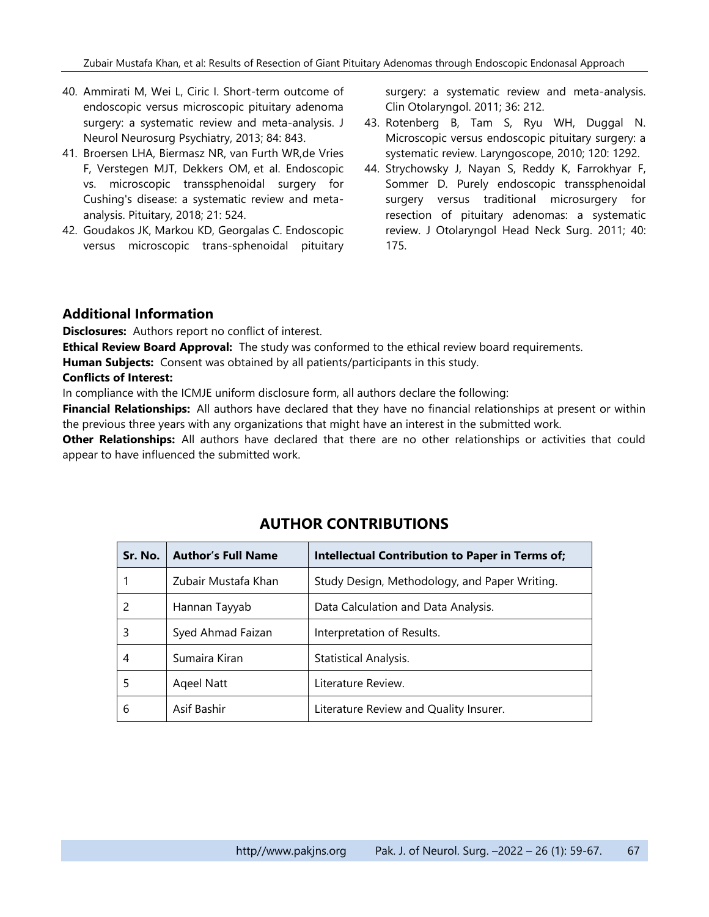40. Ammirati M, Wei L, Ciric I. Short-term outcome of endoscopic versus microscopic pituitary adenoma surgery: a systematic review and meta-analysis. J Neurol Neurosurg Psychiatry, 2013; 84: 843.
41. Broersen LHA, Biermasz NR, van Furth WR,de Vries F, Verstegen MJT, Dekkers OM, et al. Endoscopic vs. microscopic transsphenoidal surgery for Cushing's disease: a systematic review and meta-analysis. Pituitary, 2018; 21: 524.
42. Goudakos JK, Markou KD, Georgalas C. Endoscopic versus microscopic trans-sphenoidal pituitary surgery: a systematic review and meta-analysis. Clin Otolaryngol. 2011; 36: 212.
43. Rotenberg B, Tam S, Ryu WH, Duggal N. Microscopic versus endoscopic pituitary surgery: a systematic review. Laryngoscope, 2010; 120: 1292.
44. Strychowsky J, Nayan S, Reddy K, Farrokhyar F, Sommer D. Purely endoscopic transsphenoidal surgery versus traditional microsurgery for resection of pituitary adenomas: a systematic review. J Otolaryngol Head Neck Surg. 2011; 40: 175.

## Additional Information

**Disclosures:** Authors report no conflict of interest.

**Ethical Review Board Approval:** The study was conformed to the ethical review board requirements.

**Human Subjects:** Consent was obtained by all patients/participants in this study.

**Conflicts of Interest:**

In compliance with the ICMJE uniform disclosure form, all authors declare the following:

**Financial Relationships:** All authors have declared that they have no financial relationships at present or within the previous three years with any organizations that might have an interest in the submitted work.

**Other Relationships:** All authors have declared that there are no other relationships or activities that could appear to have influenced the submitted work.

## AUTHOR CONTRIBUTIONS

| Sr. No. | Author's Full Name | Intellectual Contribution to Paper in Terms of; |
|---|---|---|
| 1 | Zubair Mustafa Khan | Study Design, Methodology, and Paper Writing. |
| 2 | Hannan Tayyab | Data Calculation and Data Analysis. |
| 3 | Syed Ahmad Faizan | Interpretation of Results. |
| 4 | Sumaira Kiran | Statistical Analysis. |
| 5 | Aqeel Natt | Literature Review. |
| 6 | Asif Bashir | Literature Review and Quality Insurer. |